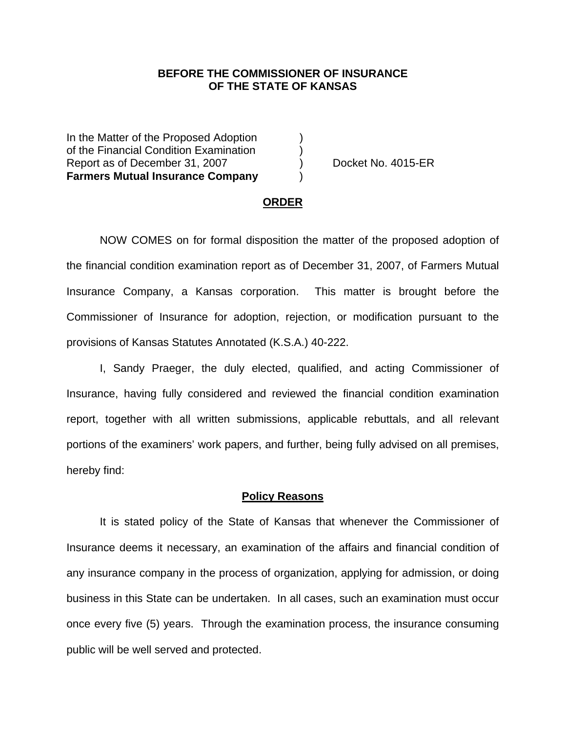**BEFORE THE COMMISSIONER OF INSURANCE**
**OF THE STATE OF KANSAS**

| | | |
|---|---|---|
| In the Matter of the Proposed Adoption | ) | |
| of the Financial Condition Examination | ) | |
| Report as of December 31, 2007 | ) | Docket No. 4015-ER |
| **Farmers Mutual Insurance Company** | ) | |

## ORDER

NOW COMES on for formal disposition the matter of the proposed adoption of the financial condition examination report as of December 31, 2007, of Farmers Mutual Insurance Company, a Kansas corporation. This matter is brought before the Commissioner of Insurance for adoption, rejection, or modification pursuant to the provisions of Kansas Statutes Annotated (K.S.A.) 40-222.

I, Sandy Praeger, the duly elected, qualified, and acting Commissioner of Insurance, having fully considered and reviewed the financial condition examination report, together with all written submissions, applicable rebuttals, and all relevant portions of the examiners' work papers, and further, being fully advised on all premises, hereby find:

## Policy Reasons

It is stated policy of the State of Kansas that whenever the Commissioner of Insurance deems it necessary, an examination of the affairs and financial condition of any insurance company in the process of organization, applying for admission, or doing business in this State can be undertaken. In all cases, such an examination must occur once every five (5) years. Through the examination process, the insurance consuming public will be well served and protected.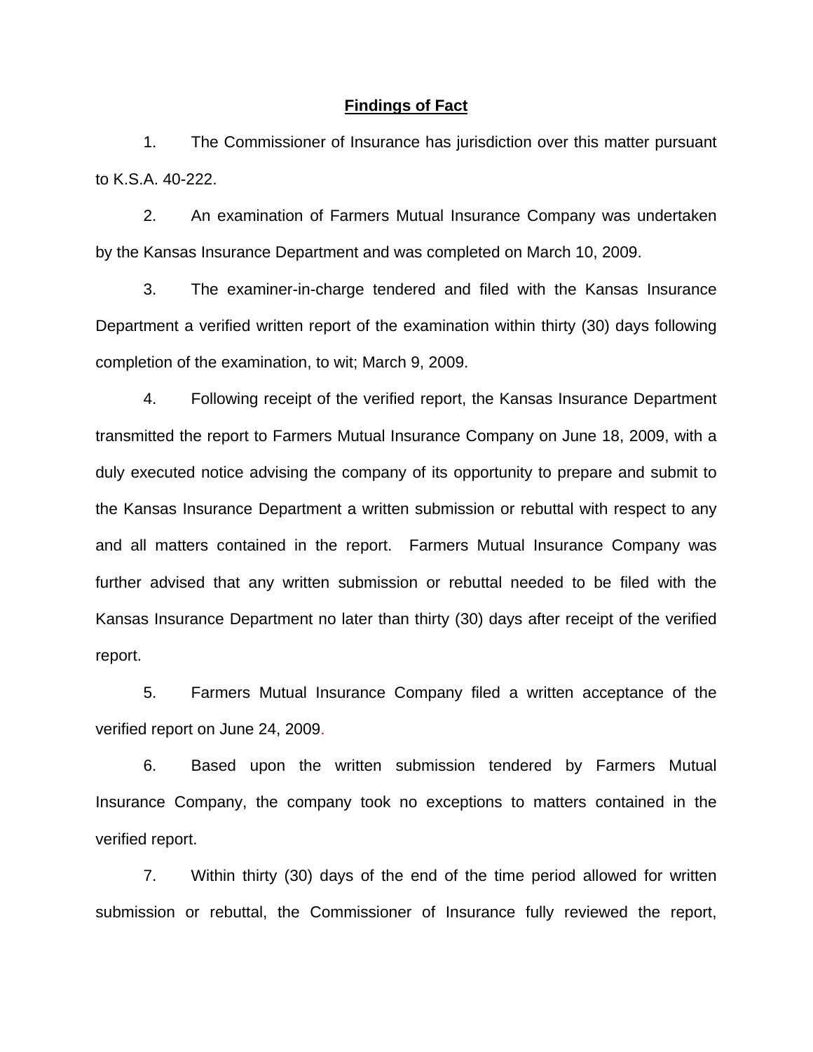## Findings of Fact

1. The Commissioner of Insurance has jurisdiction over this matter pursuant to K.S.A. 40-222.

2. An examination of Farmers Mutual Insurance Company was undertaken by the Kansas Insurance Department and was completed on March 10, 2009.

3. The examiner-in-charge tendered and filed with the Kansas Insurance Department a verified written report of the examination within thirty (30) days following completion of the examination, to wit; March 9, 2009.

4. Following receipt of the verified report, the Kansas Insurance Department transmitted the report to Farmers Mutual Insurance Company on June 18, 2009, with a duly executed notice advising the company of its opportunity to prepare and submit to the Kansas Insurance Department a written submission or rebuttal with respect to any and all matters contained in the report. Farmers Mutual Insurance Company was further advised that any written submission or rebuttal needed to be filed with the Kansas Insurance Department no later than thirty (30) days after receipt of the verified report.

5. Farmers Mutual Insurance Company filed a written acceptance of the verified report on June 24, 2009.

6. Based upon the written submission tendered by Farmers Mutual Insurance Company, the company took no exceptions to matters contained in the verified report.

7. Within thirty (30) days of the end of the time period allowed for written submission or rebuttal, the Commissioner of Insurance fully reviewed the report,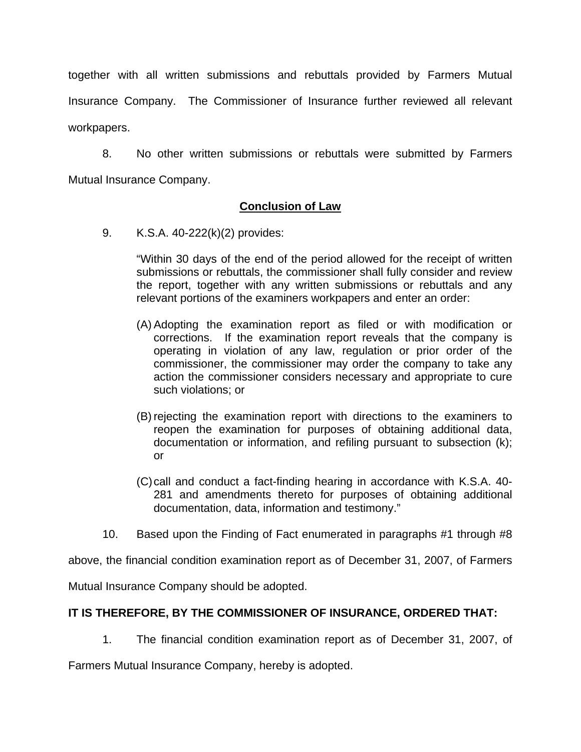together with all written submissions and rebuttals provided by Farmers Mutual Insurance Company. The Commissioner of Insurance further reviewed all relevant workpapers.

8. No other written submissions or rebuttals were submitted by Farmers Mutual Insurance Company.

## Conclusion of Law

9. K.S.A. 40-222(k)(2) provides:

> "Within 30 days of the end of the period allowed for the receipt of written submissions or rebuttals, the commissioner shall fully consider and review the report, together with any written submissions or rebuttals and any relevant portions of the examiners workpapers and enter an order:
>
> (A) Adopting the examination report as filed or with modification or corrections. If the examination report reveals that the company is operating in violation of any law, regulation or prior order of the commissioner, the commissioner may order the company to take any action the commissioner considers necessary and appropriate to cure such violations; or
>
> (B) rejecting the examination report with directions to the examiners to reopen the examination for purposes of obtaining additional data, documentation or information, and refiling pursuant to subsection (k); or
>
> (C) call and conduct a fact-finding hearing in accordance with K.S.A. 40-281 and amendments thereto for purposes of obtaining additional documentation, data, information and testimony."

10. Based upon the Finding of Fact enumerated in paragraphs #1 through #8 above, the financial condition examination report as of December 31, 2007, of Farmers Mutual Insurance Company should be adopted.

**IT IS THEREFORE, BY THE COMMISSIONER OF INSURANCE, ORDERED THAT:**

1. The financial condition examination report as of December 31, 2007, of Farmers Mutual Insurance Company, hereby is adopted.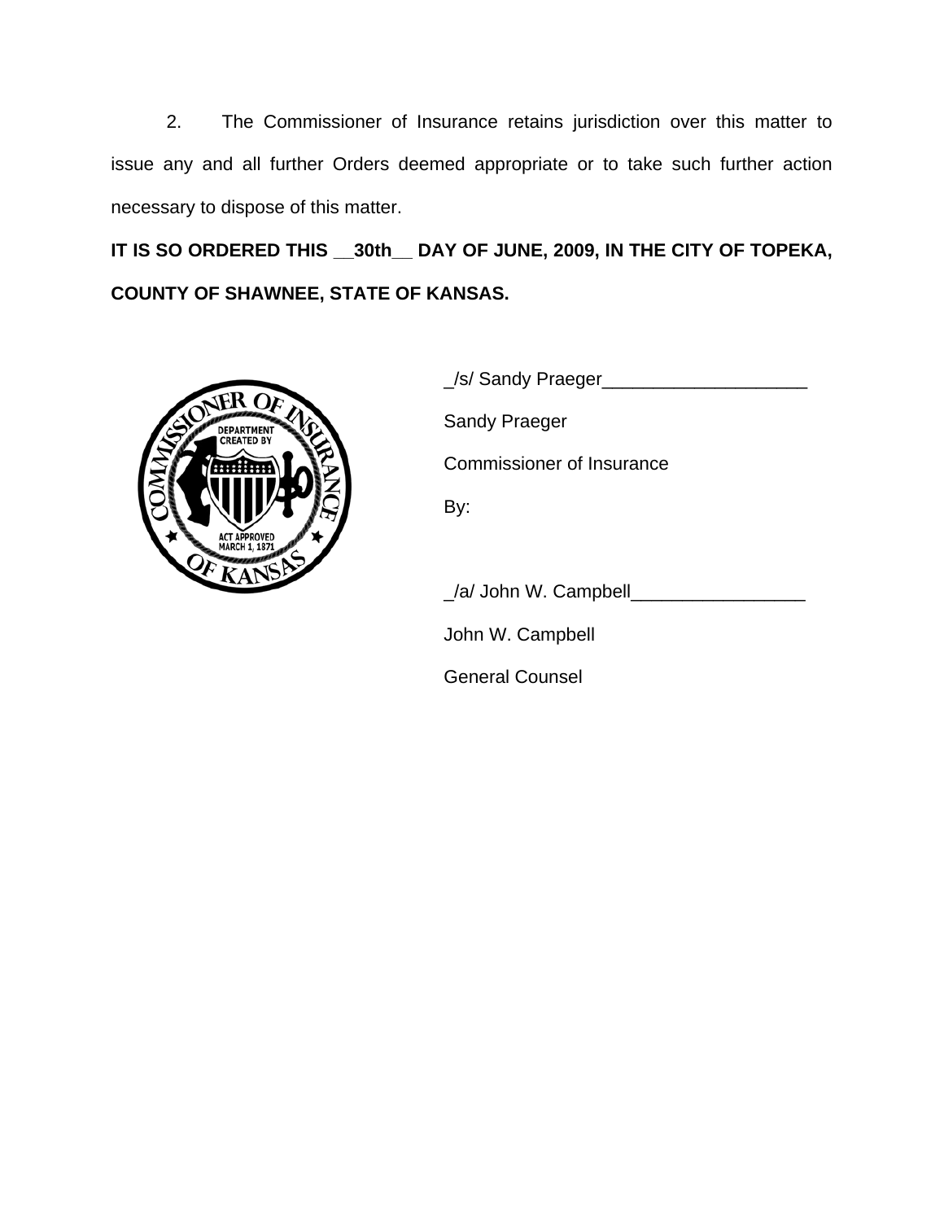2. The Commissioner of Insurance retains jurisdiction over this matter to issue any and all further Orders deemed appropriate or to take such further action necessary to dispose of this matter.

**IT IS SO ORDERED THIS __30th__ DAY OF JUNE, 2009, IN THE CITY OF TOPEKA, COUNTY OF SHAWNEE, STATE OF KANSAS.**

_/s/ Sandy Praeger____________________

Sandy Praeger

Commissioner of Insurance

By:

_/a/ John W. Campbell_________________

John W. Campbell

General Counsel